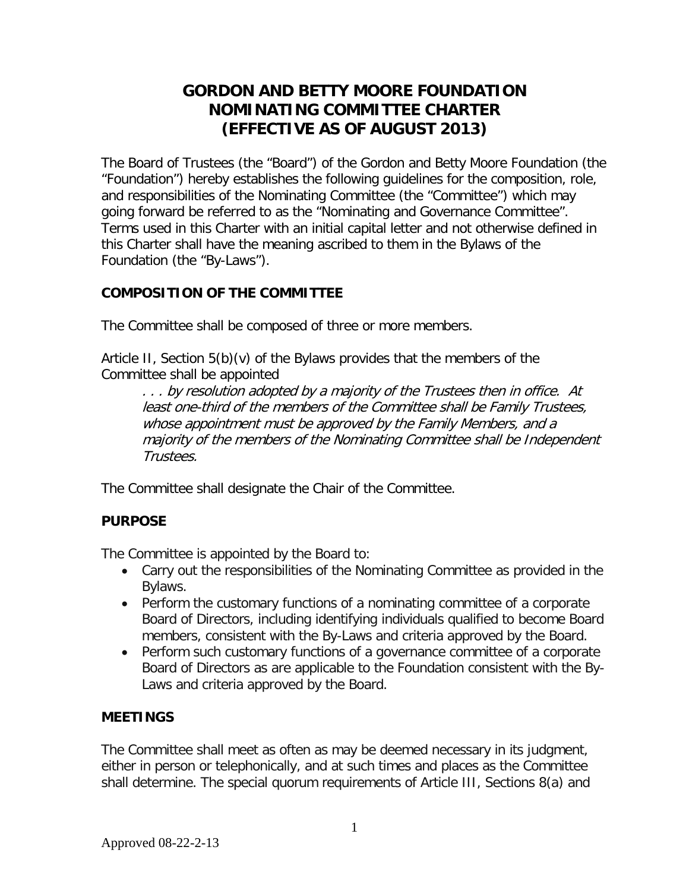# GORDON AND BETTY MOORE FOUNDATION NOMINATING COMMITTEE CHARTER (EFFECTIVE AS OF AUGUST 2013)

The Board of Trustees (the "Board") of the Gordon and Betty Moore Foundation (the "Foundation") hereby establishes the following guidelines for the composition, role, and responsibilities of the Nominating Committee (the "Committee") which may going forward be referred to as the "Nominating and Governance Committee". Terms used in this Charter with an initial capital letter and not otherwise defined in this Charter shall have the meaning ascribed to them in the Bylaws of the Foundation (the "By-Laws").

## COMPOSITION OF THE COMMITTEE

The Committee shall be composed of three or more members.

Article II, Section 5(b)(v) of the Bylaws provides that the members of the Committee shall be appointed

> *. . . by resolution adopted by a majority of the Trustees then in office. At least one-third of the members of the Committee shall be Family Trustees, whose appointment must be approved by the Family Members, and a majority of the members of the Nominating Committee shall be Independent Trustees.*

The Committee shall designate the Chair of the Committee.

## PURPOSE

The Committee is appointed by the Board to:

- Carry out the responsibilities of the Nominating Committee as provided in the Bylaws.
- Perform the customary functions of a nominating committee of a corporate Board of Directors, including identifying individuals qualified to become Board members, consistent with the By-Laws and criteria approved by the Board.
- Perform such customary functions of a governance committee of a corporate Board of Directors as are applicable to the Foundation consistent with the By-Laws and criteria approved by the Board.

## MEETINGS

The Committee shall meet as often as may be deemed necessary in its judgment, either in person or telephonically, and at such times and places as the Committee shall determine. The special quorum requirements of Article III, Sections 8(a) and

Approved 08-22-2-13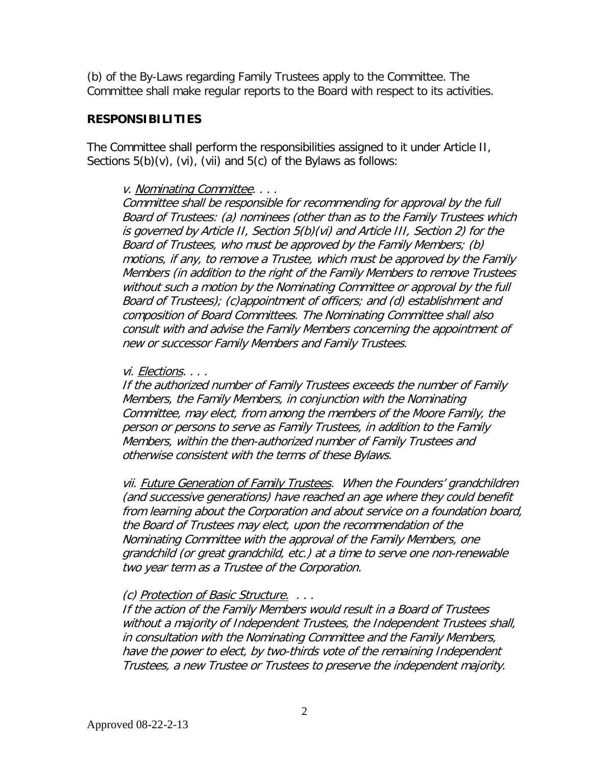(b) of the By-Laws regarding Family Trustees apply to the Committee. The Committee shall make regular reports to the Board with respect to its activities.

## RESPONSIBILITIES

The Committee shall perform the responsibilities assigned to it under Article II, Sections 5(b)(v), (vi), (vii) and 5(c) of the Bylaws as follows:

> *v. Nominating Committee. . . .*
> *Committee shall be responsible for recommending for approval by the full Board of Trustees: (a) nominees (other than as to the Family Trustees which is governed by Article II, Section 5(b)(vi) and Article III, Section 2) for the Board of Trustees, who must be approved by the Family Members; (b) motions, if any, to remove a Trustee, which must be approved by the Family Members (in addition to the right of the Family Members to remove Trustees without such a motion by the Nominating Committee or approval by the full Board of Trustees); (c)appointment of officers; and (d) establishment and composition of Board Committees. The Nominating Committee shall also consult with and advise the Family Members concerning the appointment of new or successor Family Members and Family Trustees.*
>
> *vi. Elections. . . .*
> *If the authorized number of Family Trustees exceeds the number of Family Members, the Family Members, in conjunction with the Nominating Committee, may elect, from among the members of the Moore Family, the person or persons to serve as Family Trustees, in addition to the Family Members, within the then-authorized number of Family Trustees and otherwise consistent with the terms of these Bylaws.*
>
> *vii. Future Generation of Family Trustees. When the Founders' grandchildren (and successive generations) have reached an age where they could benefit from learning about the Corporation and about service on a foundation board, the Board of Trustees may elect, upon the recommendation of the Nominating Committee with the approval of the Family Members, one grandchild (or great grandchild, etc.) at a time to serve one non-renewable two year term as a Trustee of the Corporation.*
>
> *(c) Protection of Basic Structure. . . .*
> *If the action of the Family Members would result in a Board of Trustees without a majority of Independent Trustees, the Independent Trustees shall, in consultation with the Nominating Committee and the Family Members, have the power to elect, by two-thirds vote of the remaining Independent Trustees, a new Trustee or Trustees to preserve the independent majority.*

Approved 08-22-2-13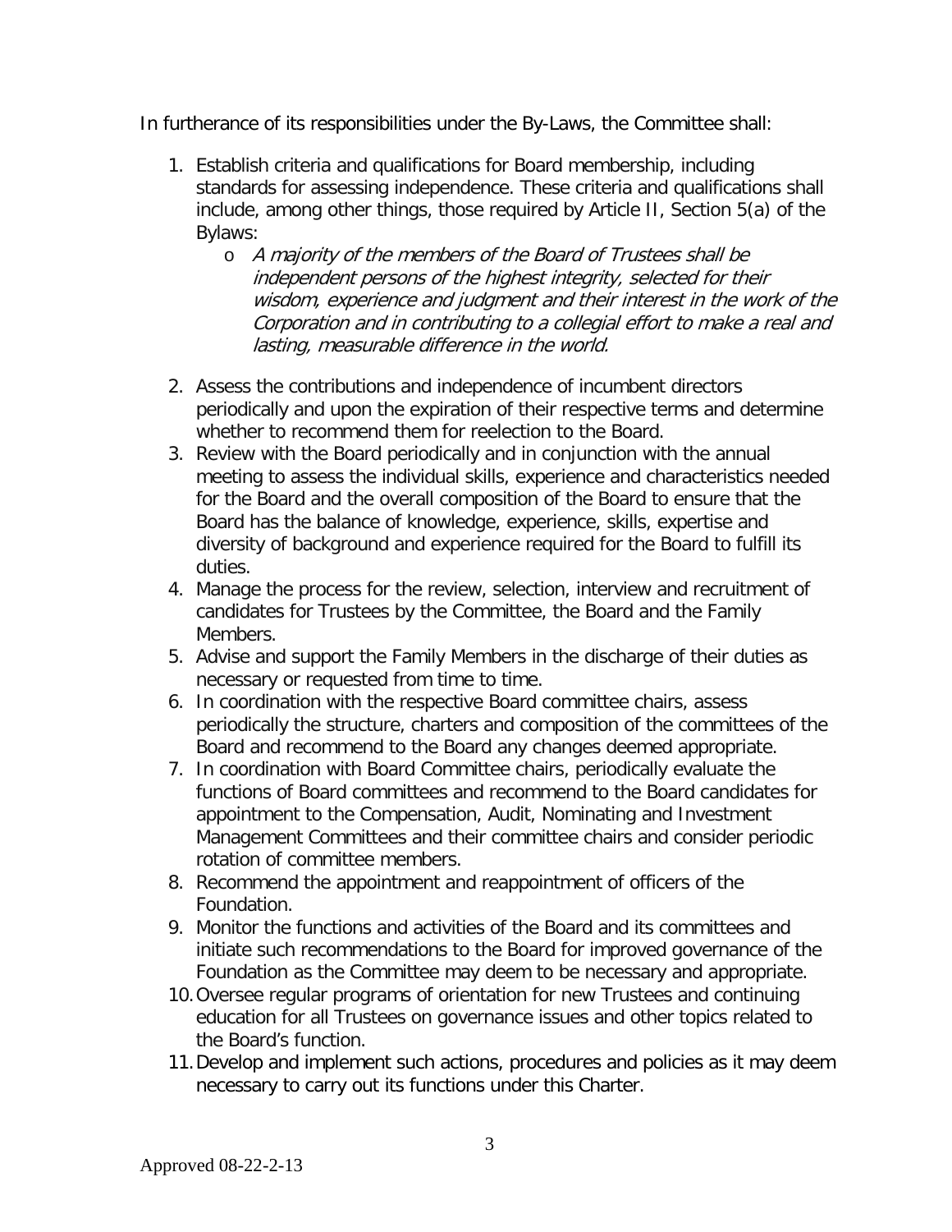In furtherance of its responsibilities under the By-Laws, the Committee shall:

1. Establish criteria and qualifications for Board membership, including standards for assessing independence. These criteria and qualifications shall include, among other things, those required by Article II, Section 5(a) of the Bylaws:
    - *A majority of the members of the Board of Trustees shall be independent persons of the highest integrity, selected for their wisdom, experience and judgment and their interest in the work of the Corporation and in contributing to a collegial effort to make a real and lasting, measurable difference in the world.*
2. Assess the contributions and independence of incumbent directors periodically and upon the expiration of their respective terms and determine whether to recommend them for reelection to the Board.
3. Review with the Board periodically and in conjunction with the annual meeting to assess the individual skills, experience and characteristics needed for the Board and the overall composition of the Board to ensure that the Board has the balance of knowledge, experience, skills, expertise and diversity of background and experience required for the Board to fulfill its duties.
4. Manage the process for the review, selection, interview and recruitment of candidates for Trustees by the Committee, the Board and the Family Members.
5. Advise and support the Family Members in the discharge of their duties as necessary or requested from time to time.
6. In coordination with the respective Board committee chairs, assess periodically the structure, charters and composition of the committees of the Board and recommend to the Board any changes deemed appropriate.
7. In coordination with Board Committee chairs, periodically evaluate the functions of Board committees and recommend to the Board candidates for appointment to the Compensation, Audit, Nominating and Investment Management Committees and their committee chairs and consider periodic rotation of committee members.
8. Recommend the appointment and reappointment of officers of the Foundation.
9. Monitor the functions and activities of the Board and its committees and initiate such recommendations to the Board for improved governance of the Foundation as the Committee may deem to be necessary and appropriate.
10. Oversee regular programs of orientation for new Trustees and continuing education for all Trustees on governance issues and other topics related to the Board's function.
11. Develop and implement such actions, procedures and policies as it may deem necessary to carry out its functions under this Charter.

Approved 08-22-2-13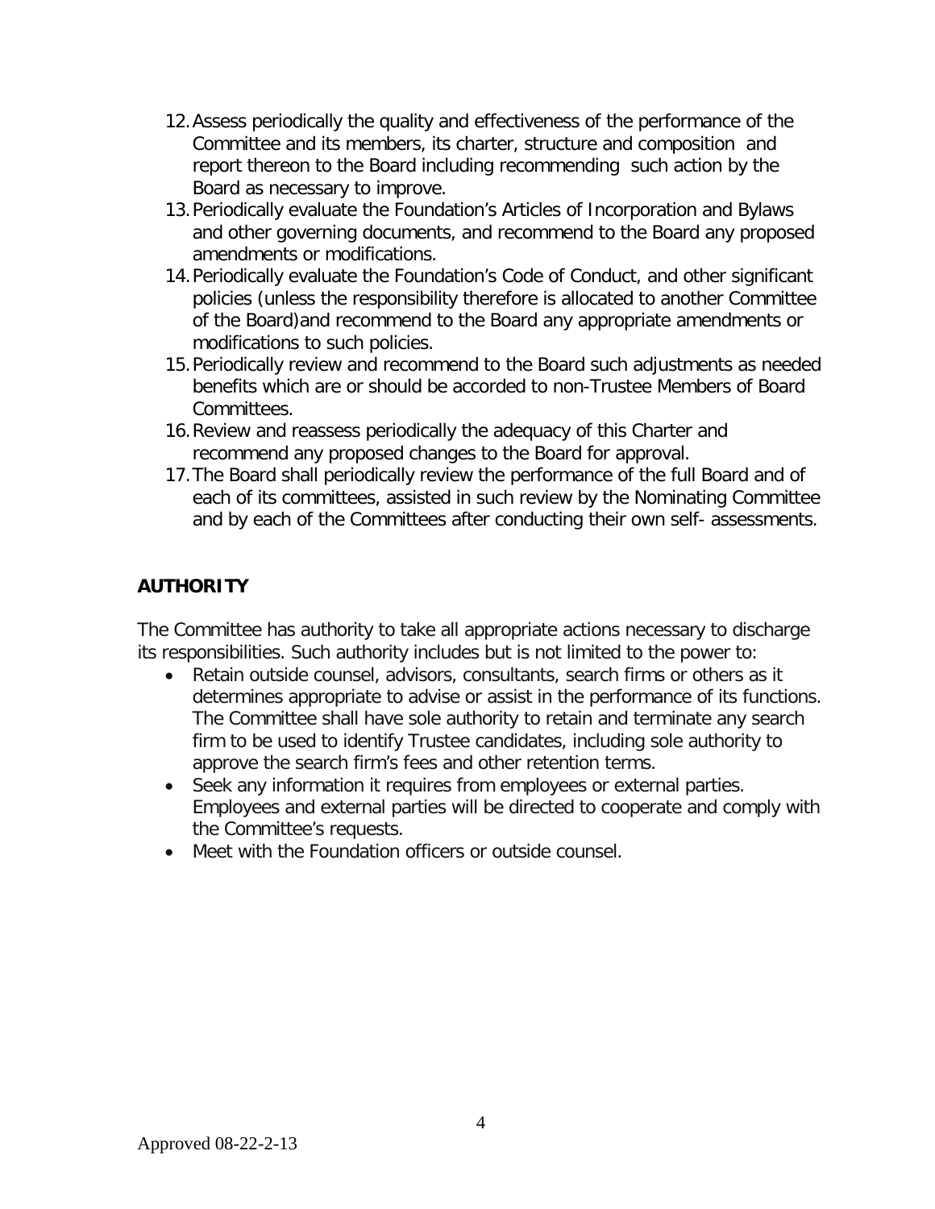12. Assess periodically the quality and effectiveness of the performance of the Committee and its members, its charter, structure and composition and report thereon to the Board including recommending such action by the Board as necessary to improve.
13. Periodically evaluate the Foundation's Articles of Incorporation and Bylaws and other governing documents, and recommend to the Board any proposed amendments or modifications.
14. Periodically evaluate the Foundation's Code of Conduct, and other significant policies (unless the responsibility therefore is allocated to another Committee of the Board)and recommend to the Board any appropriate amendments or modifications to such policies.
15. Periodically review and recommend to the Board such adjustments as needed benefits which are or should be accorded to non-Trustee Members of Board Committees.
16. Review and reassess periodically the adequacy of this Charter and recommend any proposed changes to the Board for approval.
17. The Board shall periodically review the performance of the full Board and of each of its committees, assisted in such review by the Nominating Committee and by each of the Committees after conducting their own self- assessments.

## AUTHORITY

The Committee has authority to take all appropriate actions necessary to discharge its responsibilities. Such authority includes but is not limited to the power to:

- Retain outside counsel, advisors, consultants, search firms or others as it determines appropriate to advise or assist in the performance of its functions. The Committee shall have sole authority to retain and terminate any search firm to be used to identify Trustee candidates, including sole authority to approve the search firm's fees and other retention terms.
- Seek any information it requires from employees or external parties. Employees and external parties will be directed to cooperate and comply with the Committee's requests.
- Meet with the Foundation officers or outside counsel.

Approved 08-22-2-13